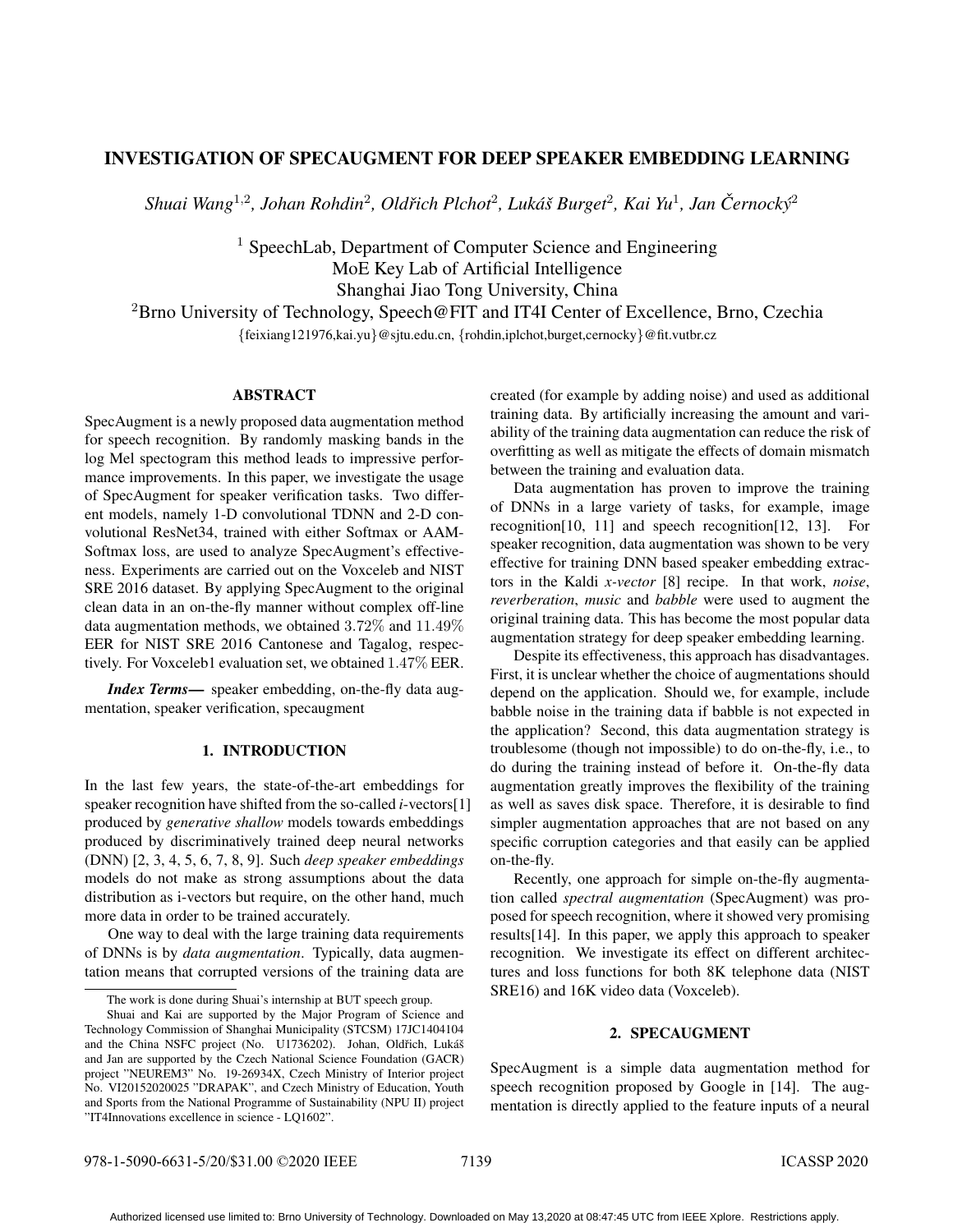# INVESTIGATION OF SPECAUGMENT FOR DEEP SPEAKER EMBEDDING LEARNING

*Shuai Wang[1,2], Johan Rohdin[2], Oldřich Plchot[2], Lukáš Burget[2], Kai Yu[1], Jan Černocký[2]*

[1] SpeechLab, Department of Computer Science and Engineering
MoE Key Lab of Artificial Intelligence
Shanghai Jiao Tong University, China
[2]Brno University of Technology, Speech@FIT and IT4I Center of Excellence, Brno, Czechia

{feixiang121976,kai.yu}@sjtu.edu.cn, {rohdin,iplchot,burget,cernocky}@fit.vutbr.cz

## ABSTRACT

SpecAugment is a newly proposed data augmentation method for speech recognition. By randomly masking bands in the log Mel spectogram this method leads to impressive performance improvements. In this paper, we investigate the usage of SpecAugment for speaker verification tasks. Two different models, namely 1-D convolutional TDNN and 2-D convolutional ResNet34, trained with either Softmax or AAM-Softmax loss, are used to analyze SpecAugment's effectiveness. Experiments are carried out on the Voxceleb and NIST SRE 2016 dataset. By applying SpecAugment to the original clean data in an on-the-fly manner without complex off-line data augmentation methods, we obtained $3.72\%$ and $11.49\%$ EER for NIST SRE 2016 Cantonese and Tagalog, respectively. For Voxceleb1 evaluation set, we obtained $1.47\%$ EER.

***Index Terms*—** speaker embedding, on-the-fly data augmentation, speaker verification, specaugment

## 1. INTRODUCTION

In the last few years, the state-of-the-art embeddings for speaker recognition have shifted from the so-called *i*-vectors[1] produced by *generative shallow* models towards embeddings produced by discriminatively trained deep neural networks (DNN) [2, 3, 4, 5, 6, 7, 8, 9]. Such *deep speaker embeddings* models do not make as strong assumptions about the data distribution as i-vectors but require, on the other hand, much more data in order to be trained accurately.

One way to deal with the large training data requirements of DNNs is by *data augmentation*. Typically, data augmentation means that corrupted versions of the training data are created (for example by adding noise) and used as additional training data. By artificially increasing the amount and variability of the training data augmentation can reduce the risk of overfitting as well as mitigate the effects of domain mismatch between the training and evaluation data.

Data augmentation has proven to improve the training of DNNs in a large variety of tasks, for example, image recognition[10, 11] and speech recognition[12, 13]. For speaker recognition, data augmentation was shown to be very effective for training DNN based speaker embedding extractors in the Kaldi *x-vector* [8] recipe. In that work, *noise*, *reverberation*, *music* and *babble* were used to augment the original training data. This has become the most popular data augmentation strategy for deep speaker embedding learning.

Despite its effectiveness, this approach has disadvantages. First, it is unclear whether the choice of augmentations should depend on the application. Should we, for example, include babble noise in the training data if babble is not expected in the application? Second, this data augmentation strategy is troublesome (though not impossible) to do on-the-fly, i.e., to do during the training instead of before it. On-the-fly data augmentation greatly improves the flexibility of the training as well as saves disk space. Therefore, it is desirable to find simpler augmentation approaches that are not based on any specific corruption categories and that easily can be applied on-the-fly.

Recently, one approach for simple on-the-fly augmentation called *spectral augmentation* (SpecAugment) was proposed for speech recognition, where it showed very promising results[14]. In this paper, we apply this approach to speaker recognition. We investigate its effect on different architectures and loss functions for both 8K telephone data (NIST SRE16) and 16K video data (Voxceleb).

## 2. SPECAUGMENT

SpecAugment is a simple data augmentation method for speech recognition proposed by Google in [14]. The augmentation is directly applied to the feature inputs of a neural

The work is done during Shuai's internship at BUT speech group.

Shuai and Kai are supported by the Major Program of Science and Technology Commission of Shanghai Municipality (STCSM) 17JC1404104 and the China NSFC project (No. U1736202). Johan, Oldřich, Lukáš and Jan are supported by the Czech National Science Foundation (GACR) project "NEUREM3" No. 19-26934X, Czech Ministry of Interior project No. VI20152020025 "DRAPAK", and Czech Ministry of Education, Youth and Sports from the National Programme of Sustainability (NPU II) project "IT4Innovations excellence in science - LQ1602".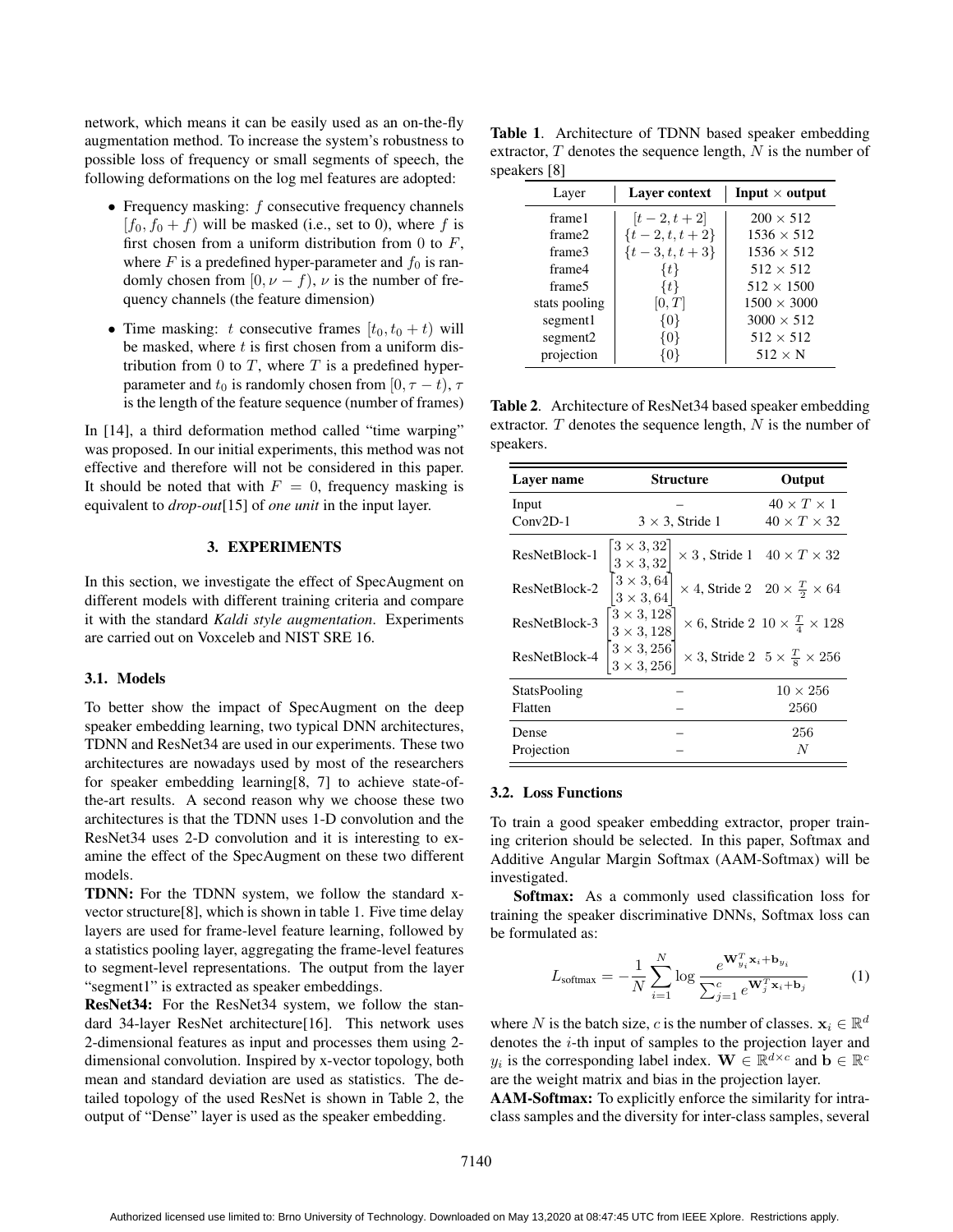network, which means it can be easily used as an on-the-fly augmentation method. To increase the system's robustness to possible loss of frequency or small segments of speech, the following deformations on the log mel features are adopted:

- Frequency masking: $f$ consecutive frequency channels $[f_0, f_0 + f)$ will be masked (i.e., set to 0), where $f$ is first chosen from a uniform distribution from 0 to $F$, where $F$ is a predefined hyper-parameter and $f_0$ is randomly chosen from $[0, \nu - f)$, $\nu$ is the number of frequency channels (the feature dimension)
- Time masking: $t$ consecutive frames $[t_0, t_0 + t)$ will be masked, where $t$ is first chosen from a uniform distribution from 0 to $T$, where $T$ is a predefined hyper-parameter and $t_0$ is randomly chosen from $[0, \tau - t)$, $\tau$ is the length of the feature sequence (number of frames)

In [14], a third deformation method called "time warping" was proposed. In our initial experiments, this method was not effective and therefore will not be considered in this paper. It should be noted that with $F = 0$, frequency masking is equivalent to *drop-out*[15] of *one unit* in the input layer.

## 3. EXPERIMENTS

In this section, we investigate the effect of SpecAugment on different models with different training criteria and compare it with the standard *Kaldi style augmentation*. Experiments are carried out on Voxceleb and NIST SRE 16.

### 3.1. Models

To better show the impact of SpecAugment on the deep speaker embedding learning, two typical DNN architectures, TDNN and ResNet34 are used in our experiments. These two architectures are nowadays used by most of the researchers for speaker embedding learning[8, 7] to achieve state-of-the-art results. A second reason why we choose these two architectures is that the TDNN uses 1-D convolution and the ResNet34 uses 2-D convolution and it is interesting to examine the effect of the SpecAugment on these two different models.

**TDNN:** For the TDNN system, we follow the standard x-vector structure[8], which is shown in table 1. Five time delay layers are used for frame-level feature learning, followed by a statistics pooling layer, aggregating the frame-level features to segment-level representations. The output from the layer "segment1" is extracted as speaker embeddings.

**ResNet34:** For the ResNet34 system, we follow the standard 34-layer ResNet architecture[16]. This network uses 2-dimensional features as input and processes them using 2-dimensional convolution. Inspired by x-vector topology, both mean and standard deviation are used as statistics. The detailed topology of the used ResNet is shown in Table 2, the output of "Dense" layer is used as the speaker embedding.

**Table 1**. Architecture of TDNN based speaker embedding extractor, $T$ denotes the sequence length, $N$ is the number of speakers [8]

| Layer | Layer context | Input × output |
|---|---|---|
| frame1 | $[t-2, t+2]$ | $200 \times 512$ |
| frame2 | $\{t-2, t, t+2\}$ | $1536 \times 512$ |
| frame3 | $\{t-3, t, t+3\}$ | $1536 \times 512$ |
| frame4 | $\{t\}$ | $512 \times 512$ |
| frame5 | $\{t\}$ | $512 \times 1500$ |
| stats pooling | $[0, T]$ | $1500 \times 3000$ |
| segment1 | $\{0\}$ | $3000 \times 512$ |
| segment2 | $\{0\}$ | $512 \times 512$ |
| projection | $\{0\}$ | $512 \times \text{N}$ |

**Table 2**. Architecture of ResNet34 based speaker embedding extractor. $T$ denotes the sequence length, $N$ is the number of speakers.

| Layer name | Structure | Output |
|---|---|---|
| Input | – | $40 \times T \times 1$ |
| Conv2D-1 | $3 \times 3$, Stride 1 | $40 \times T \times 32$ |
| ResNetBlock-1 | $\begin{bmatrix} 3 \times 3, 32 \\ 3 \times 3, 32 \end{bmatrix} \times 3$ , Stride 1 | $40 \times T \times 32$ |
| ResNetBlock-2 | $\begin{bmatrix} 3 \times 3, 64 \\ 3 \times 3, 64 \end{bmatrix} \times 4$, Stride 2 | $20 \times \frac{T}{2} \times 64$ |
| ResNetBlock-3 | $\begin{bmatrix} 3 \times 3, 128 \\ 3 \times 3, 128 \end{bmatrix} \times 6$, Stride 2 | $10 \times \frac{T}{4} \times 128$ |
| ResNetBlock-4 | $\begin{bmatrix} 3 \times 3, 256 \\ 3 \times 3, 256 \end{bmatrix} \times 3$, Stride 2 | $5 \times \frac{T}{8} \times 256$ |
| StatsPooling | – | $10 \times 256$ |
| Flatten | – | 2560 |
| Dense | – | 256 |
| Projection | – | $N$ |

### 3.2. Loss Functions

To train a good speaker embedding extractor, proper training criterion should be selected. In this paper, Softmax and Additive Angular Margin Softmax (AAM-Softmax) will be investigated.

**Softmax:** As a commonly used classification loss for training the speaker discriminative DNNs, Softmax loss can be formulated as:

$$L_{\text{softmax}} = -\frac{1}{N} \sum_{i=1}^{N} \log \frac{e^{\mathbf{W}_{y_i}^T \mathbf{x}_i + \mathbf{b}_{y_i}}}{\sum_{j=1}^{c} e^{\mathbf{W}_j^T \mathbf{x}_i + \mathbf{b}_j}} \tag{1}$$

where $N$ is the batch size, $c$ is the number of classes. $\mathbf{x}_i \in \mathbb{R}^d$ denotes the $i$-th input of samples to the projection layer and $y_i$ is the corresponding label index. $\mathbf{W} \in \mathbb{R}^{d \times c}$ and $\mathbf{b} \in \mathbb{R}^c$ are the weight matrix and bias in the projection layer.

**AAM-Softmax:** To explicitly enforce the similarity for intra-class samples and the diversity for inter-class samples, several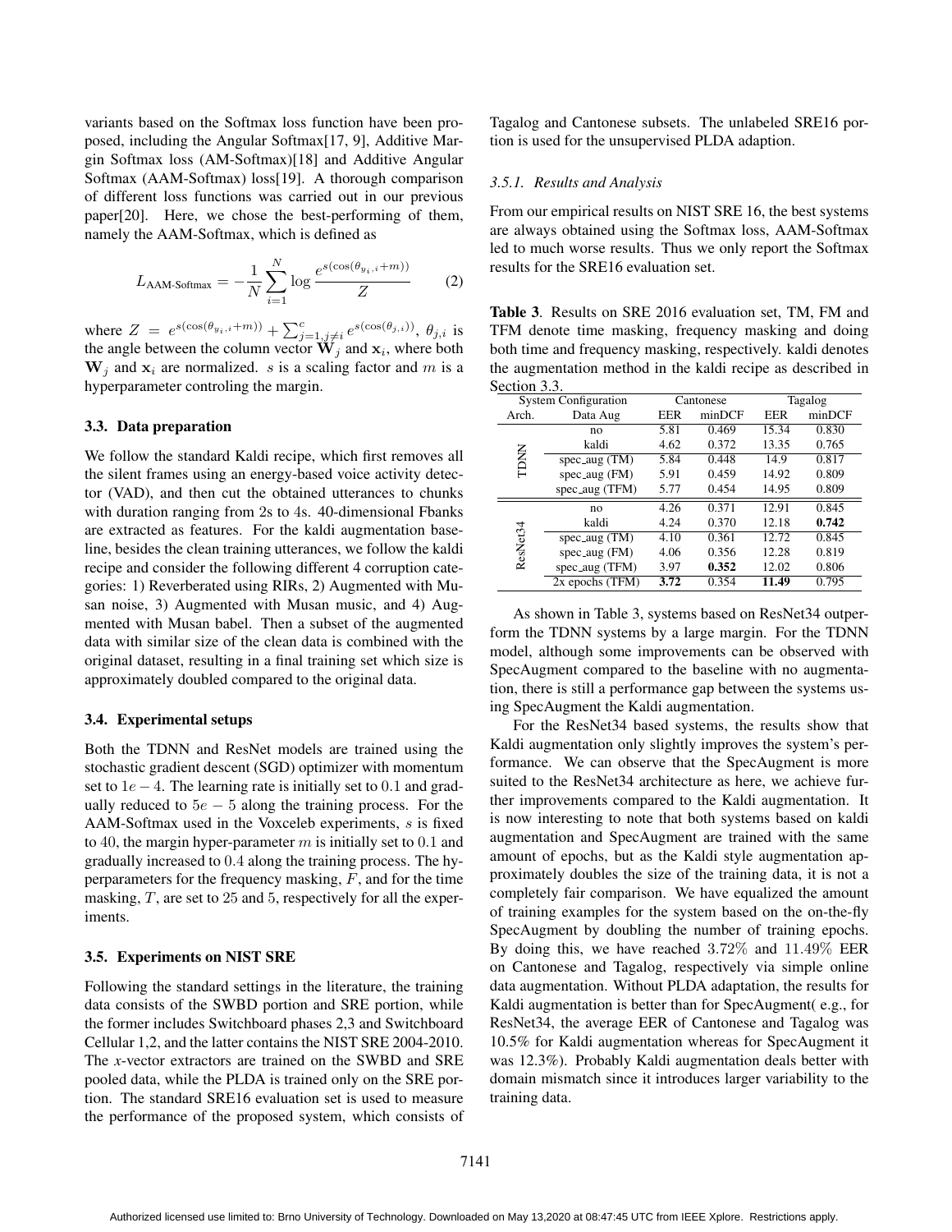variants based on the Softmax loss function have been proposed, including the Angular Softmax[17, 9], Additive Margin Softmax loss (AM-Softmax)[18] and Additive Angular Softmax (AAM-Softmax) loss[19]. A thorough comparison of different loss functions was carried out in our previous paper[20]. Here, we chose the best-performing of them, namely the AAM-Softmax, which is defined as

$$L_{\text{AAM-Softmax}} = -\frac{1}{N}\sum_{i=1}^{N}\log\frac{e^{s(\cos(\theta_{y_i,i}+m))}}{Z} \tag{2}$$

where $Z = e^{s(\cos(\theta_{y_i,i}+m))} + \sum_{j=1,j\neq i}^{c} e^{s(\cos(\theta_{j,i}))}$, $\theta_{j,i}$ is the angle between the column vector $\mathbf{W}_j$ and $\mathbf{x}_i$, where both $\mathbf{W}_j$ and $\mathbf{x}_i$ are normalized. $s$ is a scaling factor and $m$ is a hyperparameter controling the margin.

### 3.3. Data preparation

We follow the standard Kaldi recipe, which first removes all the silent frames using an energy-based voice activity detector (VAD), and then cut the obtained utterances to chunks with duration ranging from 2s to 4s. 40-dimensional Fbanks are extracted as features. For the kaldi augmentation baseline, besides the clean training utterances, we follow the kaldi recipe and consider the following different 4 corruption categories: 1) Reverberated using RIRs, 2) Augmented with Musan noise, 3) Augmented with Musan music, and 4) Augmented with Musan babel. Then a subset of the augmented data with similar size of the clean data is combined with the original dataset, resulting in a final training set which size is approximately doubled compared to the original data.

### 3.4. Experimental setups

Both the TDNN and ResNet models are trained using the stochastic gradient descent (SGD) optimizer with momentum set to $1e-4$. The learning rate is initially set to $0.1$ and gradually reduced to $5e-5$ along the training process. For the AAM-Softmax used in the Voxceleb experiments, $s$ is fixed to $40$, the margin hyper-parameter $m$ is initially set to $0.1$ and gradually increased to $0.4$ along the training process. The hyperparameters for the frequency masking, $F$, and for the time masking, $T$, are set to $25$ and $5$, respectively for all the experiments.

### 3.5. Experiments on NIST SRE

Following the standard settings in the literature, the training data consists of the SWBD portion and SRE portion, while the former includes Switchboard phases 2,3 and Switchboard Cellular 1,2, and the latter contains the NIST SRE 2004-2010. The *x*-vector extractors are trained on the SWBD and SRE pooled data, while the PLDA is trained only on the SRE portion. The standard SRE16 evaluation set is used to measure the performance of the proposed system, which consists of Tagalog and Cantonese subsets. The unlabeled SRE16 portion is used for the unsupervised PLDA adaption.

#### *3.5.1. Results and Analysis*

From our empirical results on NIST SRE 16, the best systems are always obtained using the Softmax loss, AAM-Softmax led to much worse results. Thus we only report the Softmax results for the SRE16 evaluation set.

**Table 3**. Results on SRE 2016 evaluation set, TM, FM and TFM denote time masking, frequency masking and doing both time and frequency masking, respectively. kaldi denotes the augmentation method in the kaldi recipe as described in Section 3.3.

| System Configuration | | Cantonese | | Tagalog | |
|---|---|---|---|---|---|
| Arch. | Data Aug | EER | minDCF | EER | minDCF |
| TDNN | no | 5.81 | 0.469 | 15.34 | 0.830 |
| | kaldi | 4.62 | 0.372 | 13.35 | 0.765 |
| | spec_aug (TM) | 5.84 | 0.448 | 14.9 | 0.817 |
| | spec_aug (FM) | 5.91 | 0.459 | 14.92 | 0.809 |
| | spec_aug (TFM) | 5.77 | 0.454 | 14.95 | 0.809 |
| ResNet34 | no | 4.26 | 0.371 | 12.91 | 0.845 |
| | kaldi | 4.24 | 0.370 | 12.18 | **0.742** |
| | spec_aug (TM) | 4.10 | 0.361 | 12.72 | 0.845 |
| | spec_aug (FM) | 4.06 | 0.356 | 12.28 | 0.819 |
| | spec_aug (TFM) | 3.97 | **0.352** | 12.02 | 0.806 |
| | 2x epochs (TFM) | **3.72** | 0.354 | **11.49** | 0.795 |

As shown in Table 3, systems based on ResNet34 outperform the TDNN systems by a large margin. For the TDNN model, although some improvements can be observed with SpecAugment compared to the baseline with no augmentation, there is still a performance gap between the systems using SpecAugment the Kaldi augmentation.

For the ResNet34 based systems, the results show that Kaldi augmentation only slightly improves the system's performance. We can observe that the SpecAugment is more suited to the ResNet34 architecture as here, we achieve further improvements compared to the Kaldi augmentation. It is now interesting to note that both systems based on kaldi augmentation and SpecAugment are trained with the same amount of epochs, but as the Kaldi style augmentation approximately doubles the size of the training data, it is not a completely fair comparison. We have equalized the amount of training examples for the system based on the on-the-fly SpecAugment by doubling the number of training epochs. By doing this, we have reached $3.72\%$ and $11.49\%$ EER on Cantonese and Tagalog, respectively via simple online data augmentation. Without PLDA adaptation, the results for Kaldi augmentation is better than for SpecAugment( e.g., for ResNet34, the average EER of Cantonese and Tagalog was 10.5% for Kaldi augmentation whereas for SpecAugment it was 12.3%). Probably Kaldi augmentation deals better with domain mismatch since it introduces larger variability to the training data.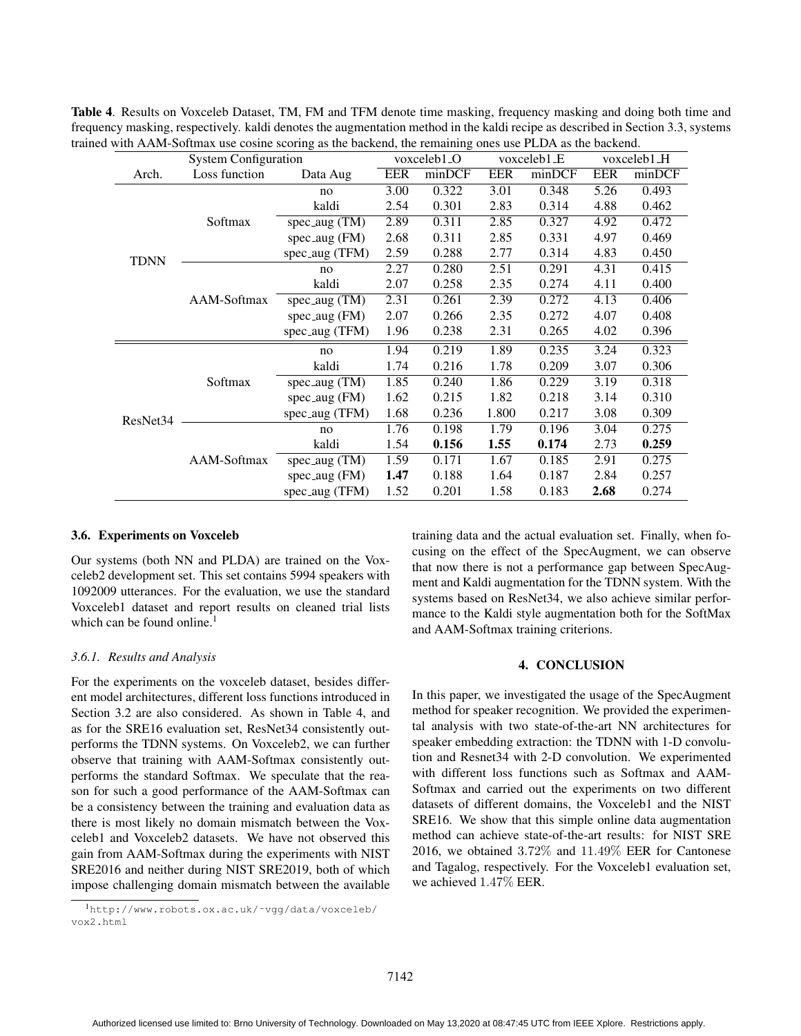**Table 4**. Results on Voxceleb Dataset, TM, FM and TFM denote time masking, frequency masking and doing both time and frequency masking, respectively. kaldi denotes the augmentation method in the kaldi recipe as described in Section 3.3, systems trained with AAM-Softmax use cosine scoring as the backend, the remaining ones use PLDA as the backend.

| System Configuration | | | voxceleb1_O | | voxceleb1_E | | voxceleb1_H | |
|---|---|---|---|---|---|---|---|---|
| Arch. | Loss function | Data Aug | EER | minDCF | EER | minDCF | EER | minDCF |
| TDNN | Softmax | no | 3.00 | 0.322 | 3.01 | 0.348 | 5.26 | 0.493 |
| | | kaldi | 2.54 | 0.301 | 2.83 | 0.314 | 4.88 | 0.462 |
| | | spec_aug (TM) | 2.89 | 0.311 | 2.85 | 0.327 | 4.92 | 0.472 |
| | | spec_aug (FM) | 2.68 | 0.311 | 2.85 | 0.331 | 4.97 | 0.469 |
| | | spec_aug (TFM) | 2.59 | 0.288 | 2.77 | 0.314 | 4.83 | 0.450 |
| | AAM-Softmax | no | 2.27 | 0.280 | 2.51 | 0.291 | 4.31 | 0.415 |
| | | kaldi | 2.07 | 0.258 | 2.35 | 0.274 | 4.11 | 0.400 |
| | | spec_aug (TM) | 2.31 | 0.261 | 2.39 | 0.272 | 4.13 | 0.406 |
| | | spec_aug (FM) | 2.07 | 0.266 | 2.35 | 0.272 | 4.07 | 0.408 |
| | | spec_aug (TFM) | 1.96 | 0.238 | 2.31 | 0.265 | 4.02 | 0.396 |
| ResNet34 | Softmax | no | 1.94 | 0.219 | 1.89 | 0.235 | 3.24 | 0.323 |
| | | kaldi | 1.74 | 0.216 | 1.78 | 0.209 | 3.07 | 0.306 |
| | | spec_aug (TM) | 1.85 | 0.240 | 1.86 | 0.229 | 3.19 | 0.318 |
| | | spec_aug (FM) | 1.62 | 0.215 | 1.82 | 0.218 | 3.14 | 0.310 |
| | | spec_aug (TFM) | 1.68 | 0.236 | 1.800 | 0.217 | 3.08 | 0.309 |
| | AAM-Softmax | no | 1.76 | 0.198 | 1.79 | 0.196 | 3.04 | 0.275 |
| | | kaldi | 1.54 | **0.156** | **1.55** | **0.174** | 2.73 | **0.259** |
| | | spec_aug (TM) | 1.59 | 0.171 | 1.67 | 0.185 | 2.91 | 0.275 |
| | | spec_aug (FM) | **1.47** | 0.188 | 1.64 | 0.187 | 2.84 | 0.257 |
| | | spec_aug (TFM) | 1.52 | 0.201 | 1.58 | 0.183 | **2.68** | 0.274 |

### 3.6. Experiments on Voxceleb

Our systems (both NN and PLDA) are trained on the Voxceleb2 development set. This set contains 5994 speakers with 1092009 utterances. For the evaluation, we use the standard Voxceleb1 dataset and report results on cleaned trial lists which can be found online.[1]

#### *3.6.1. Results and Analysis*

For the experiments on the voxceleb dataset, besides different model architectures, different loss functions introduced in Section 3.2 are also considered. As shown in Table 4, and as for the SRE16 evaluation set, ResNet34 consistently outperforms the TDNN systems. On Voxceleb2, we can further observe that training with AAM-Softmax consistently outperforms the standard Softmax. We speculate that the reason for such a good performance of the AAM-Softmax can be a consistency between the training and evaluation data as there is most likely no domain mismatch between the Voxceleb1 and Voxceleb2 datasets. We have not observed this gain from AAM-Softmax during the experiments with NIST SRE2016 and neither during NIST SRE2019, both of which impose challenging domain mismatch between the available training data and the actual evaluation set. Finally, when focusing on the effect of the SpecAugment, we can observe that now there is not a performance gap between SpecAugment and Kaldi augmentation for the TDNN system. With the systems based on ResNet34, we also achieve similar performance to the Kaldi style augmentation both for the SoftMax and AAM-Softmax training criterions.

[1] http://www.robots.ox.ac.uk/~vgg/data/voxceleb/vox2.html

## 4. CONCLUSION

In this paper, we investigated the usage of the SpecAugment method for speaker recognition. We provided the experimental analysis with two state-of-the-art NN architectures for speaker embedding extraction: the TDNN with 1-D convolution and Resnet34 with 2-D convolution. We experimented with different loss functions such as Softmax and AAM-Softmax and carried out the experiments on two different datasets of different domains, the Voxceleb1 and the NIST SRE16. We show that this simple online data augmentation method can achieve state-of-the-art results: for NIST SRE 2016, we obtained $3.72\%$ and $11.49\%$ EER for Cantonese and Tagalog, respectively. For the Voxceleb1 evaluation set, we achieved $1.47\%$ EER.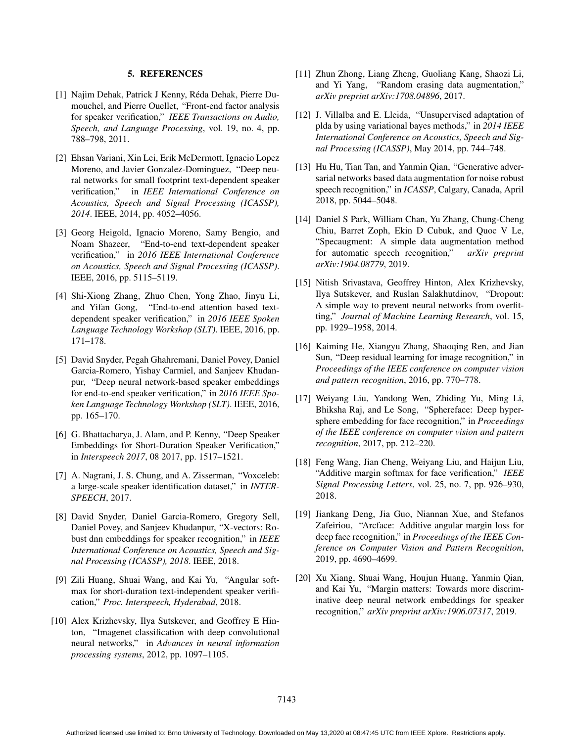## 5. REFERENCES

[1] Najim Dehak, Patrick J Kenny, Réda Dehak, Pierre Dumouchel, and Pierre Ouellet, "Front-end factor analysis for speaker verification," *IEEE Transactions on Audio, Speech, and Language Processing*, vol. 19, no. 4, pp. 788–798, 2011.

[2] Ehsan Variani, Xin Lei, Erik McDermott, Ignacio Lopez Moreno, and Javier Gonzalez-Dominguez, "Deep neural networks for small footprint text-dependent speaker verification," in *IEEE International Conference on Acoustics, Speech and Signal Processing (ICASSP), 2014*. IEEE, 2014, pp. 4052–4056.

[3] Georg Heigold, Ignacio Moreno, Samy Bengio, and Noam Shazeer, "End-to-end text-dependent speaker verification," in *2016 IEEE International Conference on Acoustics, Speech and Signal Processing (ICASSP)*. IEEE, 2016, pp. 5115–5119.

[4] Shi-Xiong Zhang, Zhuo Chen, Yong Zhao, Jinyu Li, and Yifan Gong, "End-to-end attention based text-dependent speaker verification," in *2016 IEEE Spoken Language Technology Workshop (SLT)*. IEEE, 2016, pp. 171–178.

[5] David Snyder, Pegah Ghahremani, Daniel Povey, Daniel Garcia-Romero, Yishay Carmiel, and Sanjeev Khudanpur, "Deep neural network-based speaker embeddings for end-to-end speaker verification," in *2016 IEEE Spoken Language Technology Workshop (SLT)*. IEEE, 2016, pp. 165–170.

[6] G. Bhattacharya, J. Alam, and P. Kenny, "Deep Speaker Embeddings for Short-Duration Speaker Verification," in *Interspeech 2017*, 08 2017, pp. 1517–1521.

[7] A. Nagrani, J. S. Chung, and A. Zisserman, "Voxceleb: a large-scale speaker identification dataset," in *INTERSPEECH*, 2017.

[8] David Snyder, Daniel Garcia-Romero, Gregory Sell, Daniel Povey, and Sanjeev Khudanpur, "X-vectors: Robust dnn embeddings for speaker recognition," in *IEEE International Conference on Acoustics, Speech and Signal Processing (ICASSP), 2018*. IEEE, 2018.

[9] Zili Huang, Shuai Wang, and Kai Yu, "Angular softmax for short-duration text-independent speaker verification," *Proc. Interspeech, Hyderabad*, 2018.

[10] Alex Krizhevsky, Ilya Sutskever, and Geoffrey E Hinton, "Imagenet classification with deep convolutional neural networks," in *Advances in neural information processing systems*, 2012, pp. 1097–1105.

[11] Zhun Zhong, Liang Zheng, Guoliang Kang, Shaozi Li, and Yi Yang, "Random erasing data augmentation," *arXiv preprint arXiv:1708.04896*, 2017.

[12] J. Villalba and E. Lleida, "Unsupervised adaptation of plda by using variational bayes methods," in *2014 IEEE International Conference on Acoustics, Speech and Signal Processing (ICASSP)*, May 2014, pp. 744–748.

[13] Hu Hu, Tian Tan, and Yanmin Qian, "Generative adversarial networks based data augmentation for noise robust speech recognition," in *ICASSP*, Calgary, Canada, April 2018, pp. 5044–5048.

[14] Daniel S Park, William Chan, Yu Zhang, Chung-Cheng Chiu, Barret Zoph, Ekin D Cubuk, and Quoc V Le, "Specaugment: A simple data augmentation method for automatic speech recognition," *arXiv preprint arXiv:1904.08779*, 2019.

[15] Nitish Srivastava, Geoffrey Hinton, Alex Krizhevsky, Ilya Sutskever, and Ruslan Salakhutdinov, "Dropout: A simple way to prevent neural networks from overfitting," *Journal of Machine Learning Research*, vol. 15, pp. 1929–1958, 2014.

[16] Kaiming He, Xiangyu Zhang, Shaoqing Ren, and Jian Sun, "Deep residual learning for image recognition," in *Proceedings of the IEEE conference on computer vision and pattern recognition*, 2016, pp. 770–778.

[17] Weiyang Liu, Yandong Wen, Zhiding Yu, Ming Li, Bhiksha Raj, and Le Song, "Sphereface: Deep hypersphere embedding for face recognition," in *Proceedings of the IEEE conference on computer vision and pattern recognition*, 2017, pp. 212–220.

[18] Feng Wang, Jian Cheng, Weiyang Liu, and Haijun Liu, "Additive margin softmax for face verification," *IEEE Signal Processing Letters*, vol. 25, no. 7, pp. 926–930, 2018.

[19] Jiankang Deng, Jia Guo, Niannan Xue, and Stefanos Zafeiriou, "Arcface: Additive angular margin loss for deep face recognition," in *Proceedings of the IEEE Conference on Computer Vision and Pattern Recognition*, 2019, pp. 4690–4699.

[20] Xu Xiang, Shuai Wang, Houjun Huang, Yanmin Qian, and Kai Yu, "Margin matters: Towards more discriminative deep neural network embeddings for speaker recognition," *arXiv preprint arXiv:1906.07317*, 2019.